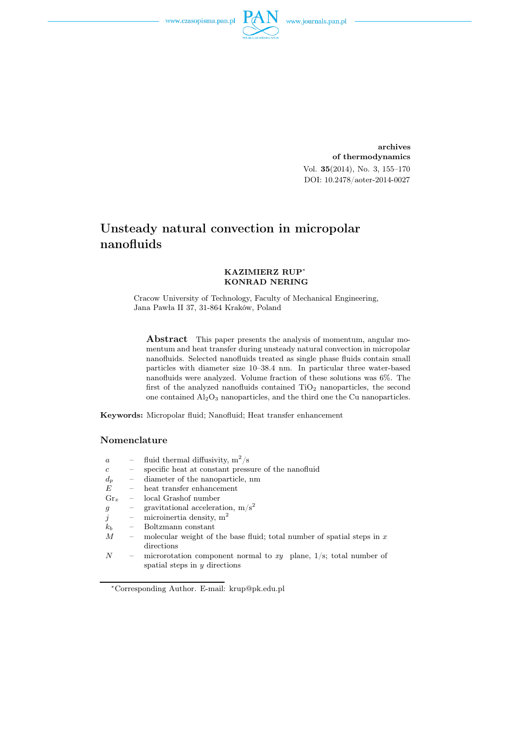**archives of thermodynamics**

Vol. **35**(2014), No. 3, 155–170

DOI: 10.2478/aoter-2014-0027

# Unsteady natural convection in micropolar nanofluids

**KAZIMIERZ RUP[*]**
**KONRAD NERING**

Cracow University of Technology, Faculty of Mechanical Engineering, Jana Pawła II 37, 31-864 Kraków, Poland

**Abstract** This paper presents the analysis of momentum, angular momentum and heat transfer during unsteady natural convection in micropolar nanofluids. Selected nanofluids treated as single phase fluids contain small particles with diameter size 10–38.4 nm. In particular three water-based nanofluids were analyzed. Volume fraction of these solutions was 6%. The first of the analyzed nanofluids contained $TiO_2$ nanoparticles, the second one contained $Al_2O_3$ nanoparticles, and the third one the Cu nanoparticles.

**Keywords:** Micropolar fluid; Nanofluid; Heat transfer enhancement

## Nomenclature

| | | |
|---|---|---|
| $a$ | – | fluid thermal diffusivity, $m^2/s$ |
| $c$ | – | specific heat at constant pressure of the nanofluid |
| $d_p$ | – | diameter of the nanoparticle, nm |
| $E$ | – | heat transfer enhancement |
| $Gr_x$ | – | local Grashof number |
| $g$ | – | gravitational acceleration, $m/s^2$ |
| $j$ | – | microinertia density, $m^2$ |
| $k_b$ | – | Boltzmann constant |
| $M$ | – | molecular weight of the base fluid; total number of spatial steps in $x$ directions |
| $N$ | – | microrotation component normal to $xy$ plane, 1/s; total number of spatial steps in $y$ directions |

[*]Corresponding Author. E-mail: krup@pk.edu.pl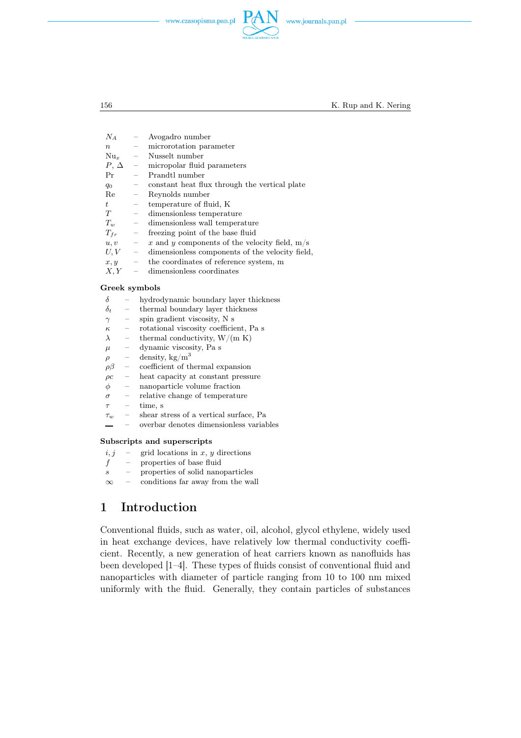| | | |
|---|---|---|
| $N_A$ | – | Avogadro number |
| $n$ | – | microrotation parameter |
| $\mathrm{Nu}_x$ | – | Nusselt number |
| $P$, $\Delta$ | – | micropolar fluid parameters |
| Pr | – | Prandtl number |
| $q_0$ | – | constant heat flux through the vertical plate |
| Re | – | Reynolds number |
| $t$ | – | temperature of fluid, K |
| $T$ | – | dimensionless temperature |
| $T_w$ | – | dimensionless wall temperature |
| $T_{fr}$ | – | freezing point of the base fluid |
| $u, v$ | – | $x$ and $y$ components of the velocity field, m/s |
| $U, V$ | – | dimensionless components of the velocity field, |
| $x, y$ | – | the coordinates of reference system, m |
| $X, Y$ | – | dimensionless coordinates |

**Greek symbols**

| | | |
|---|---|---|
| $\delta$ | – | hydrodynamic boundary layer thickness |
| $\delta_t$ | – | thermal boundary layer thickness |
| $\gamma$ | – | spin gradient viscosity, N s |
| $\kappa$ | – | rotational viscosity coefficient, Pa s |
| $\lambda$ | – | thermal conductivity, W/(m K) |
| $\mu$ | – | dynamic viscosity, Pa s |
| $\rho$ | – | density, kg/m$^3$ |
| $\rho\beta$ | – | coefficient of thermal expansion |
| $\rho c$ | – | heat capacity at constant pressure |
| $\phi$ | – | nanoparticle volume fraction |
| $\sigma$ | – | relative change of temperature |
| $\tau$ | – | time, s |
| $\tau_w$ | – | shear stress of a vertical surface, Pa |
| — | – | overbar denotes dimensionless variables |

**Subscripts and superscripts**

| | | |
|---|---|---|
| $i, j$ | – | grid locations in $x$, $y$ directions |
| $f$ | – | properties of base fluid |
| $s$ | – | properties of solid nanoparticles |
| $\infty$ | – | conditions far away from the wall |

# 1 Introduction

Conventional fluids, such as water, oil, alcohol, glycol ethylene, widely used in heat exchange devices, have relatively low thermal conductivity coefficient. Recently, a new generation of heat carriers known as nanofluids has been developed [1–4]. These types of fluids consist of conventional fluid and nanoparticles with diameter of particle ranging from 10 to 100 nm mixed uniformly with the fluid. Generally, they contain particles of substances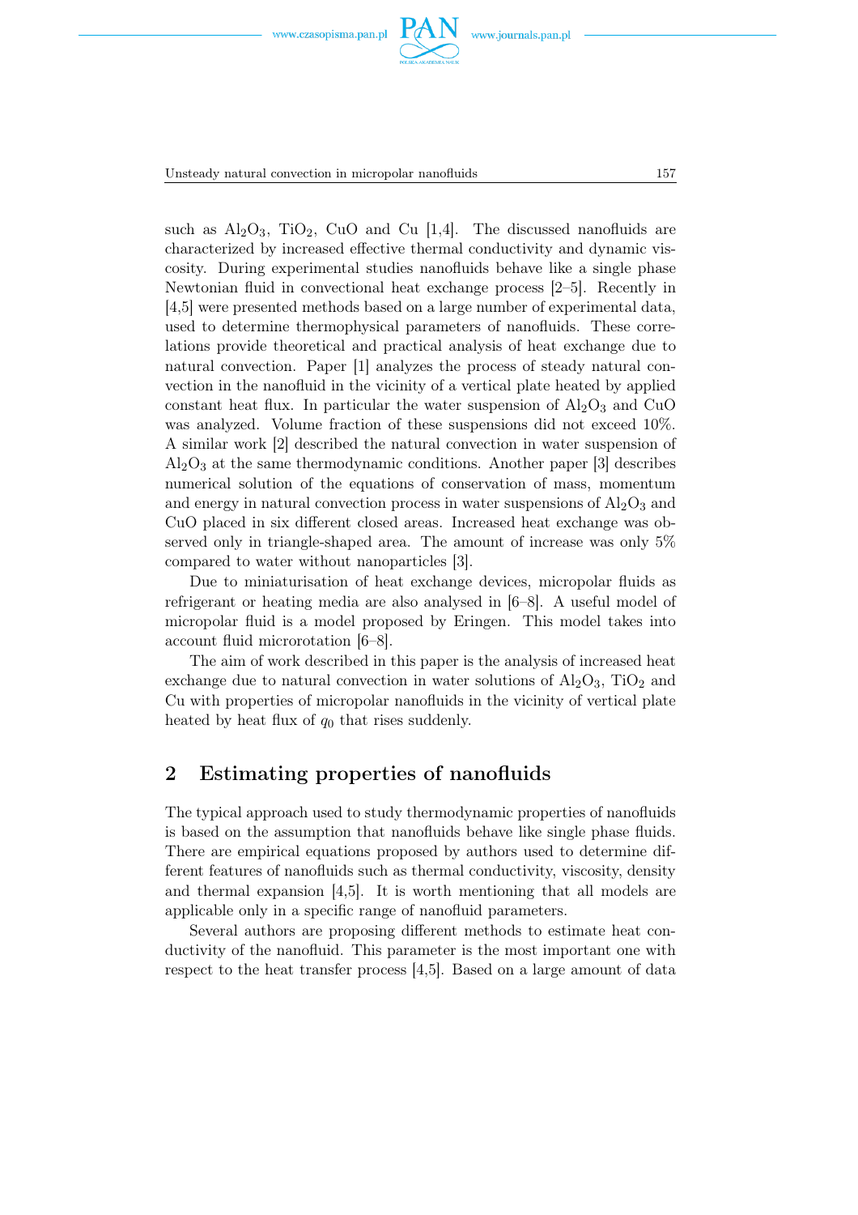such as $Al_2O_3$, $TiO_2$, CuO and Cu [1,4]. The discussed nanofluids are characterized by increased effective thermal conductivity and dynamic viscosity. During experimental studies nanofluids behave like a single phase Newtonian fluid in convectional heat exchange process [2–5]. Recently in [4,5] were presented methods based on a large number of experimental data, used to determine thermophysical parameters of nanofluids. These correlations provide theoretical and practical analysis of heat exchange due to natural convection. Paper [1] analyzes the process of steady natural convection in the nanofluid in the vicinity of a vertical plate heated by applied constant heat flux. In particular the water suspension of $Al_2O_3$ and CuO was analyzed. Volume fraction of these suspensions did not exceed 10%. A similar work [2] described the natural convection in water suspension of $Al_2O_3$ at the same thermodynamic conditions. Another paper [3] describes numerical solution of the equations of conservation of mass, momentum and energy in natural convection process in water suspensions of $Al_2O_3$ and CuO placed in six different closed areas. Increased heat exchange was observed only in triangle-shaped area. The amount of increase was only 5% compared to water without nanoparticles [3].

Due to miniaturisation of heat exchange devices, micropolar fluids as refrigerant or heating media are also analysed in [6–8]. A useful model of micropolar fluid is a model proposed by Eringen. This model takes into account fluid microrotation [6–8].

The aim of work described in this paper is the analysis of increased heat exchange due to natural convection in water solutions of $Al_2O_3$, $TiO_2$ and Cu with properties of micropolar nanofluids in the vicinity of vertical plate heated by heat flux of $q_0$ that rises suddenly.

## 2 Estimating properties of nanofluids

The typical approach used to study thermodynamic properties of nanofluids is based on the assumption that nanofluids behave like single phase fluids. There are empirical equations proposed by authors used to determine different features of nanofluids such as thermal conductivity, viscosity, density and thermal expansion [4,5]. It is worth mentioning that all models are applicable only in a specific range of nanofluid parameters.

Several authors are proposing different methods to estimate heat conductivity of the nanofluid. This parameter is the most important one with respect to the heat transfer process [4,5]. Based on a large amount of data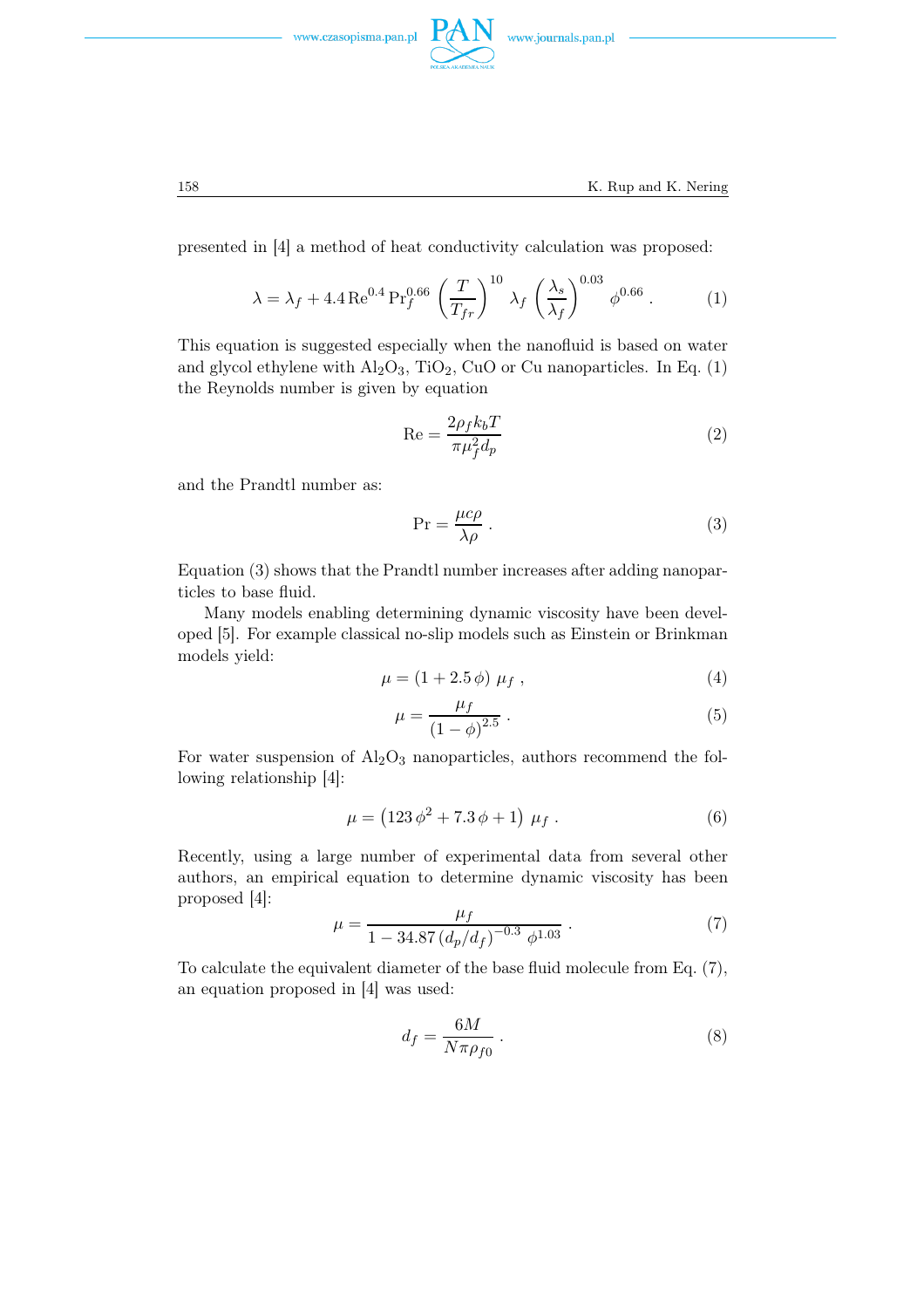presented in [4] a method of heat conductivity calculation was proposed:

$$\lambda = \lambda_f + 4.4\,\mathrm{Re}^{0.4}\,\mathrm{Pr}_f^{0.66}\left(\frac{T}{T_{fr}}\right)^{10}\lambda_f\left(\frac{\lambda_s}{\lambda_f}\right)^{0.03}\phi^{0.66}\,. \tag{1}$$

This equation is suggested especially when the nanofluid is based on water and glycol ethylene with $Al_2O_3$, $TiO_2$, CuO or Cu nanoparticles. In Eq. (1) the Reynolds number is given by equation

$$\mathrm{Re} = \frac{2\rho_f k_b T}{\pi \mu_f^2 d_p} \tag{2}$$

and the Prandtl number as:

$$\mathrm{Pr} = \frac{\mu c \rho}{\lambda \rho}\,. \tag{3}$$

Equation (3) shows that the Prandtl number increases after adding nanoparticles to base fluid.

Many models enabling determining dynamic viscosity have been developed [5]. For example classical no-slip models such as Einstein or Brinkman models yield:

$$\mu = (1 + 2.5\,\phi)\,\mu_f\,, \tag{4}$$

$$\mu = \frac{\mu_f}{(1-\phi)^{2.5}}\,. \tag{5}$$

For water suspension of $Al_2O_3$ nanoparticles, authors recommend the following relationship [4]:

$$\mu = \left(123\,\phi^2 + 7.3\,\phi + 1\right)\,\mu_f\,. \tag{6}$$

Recently, using a large number of experimental data from several other authors, an empirical equation to determine dynamic viscosity has been proposed [4]:

$$\mu = \frac{\mu_f}{1 - 34.87\,(d_p/d_f)^{-0.3}\,\phi^{1.03}}\,. \tag{7}$$

To calculate the equivalent diameter of the base fluid molecule from Eq. (7), an equation proposed in [4] was used:

$$d_f = \frac{6M}{N\pi\rho_{f0}}\,. \tag{8}$$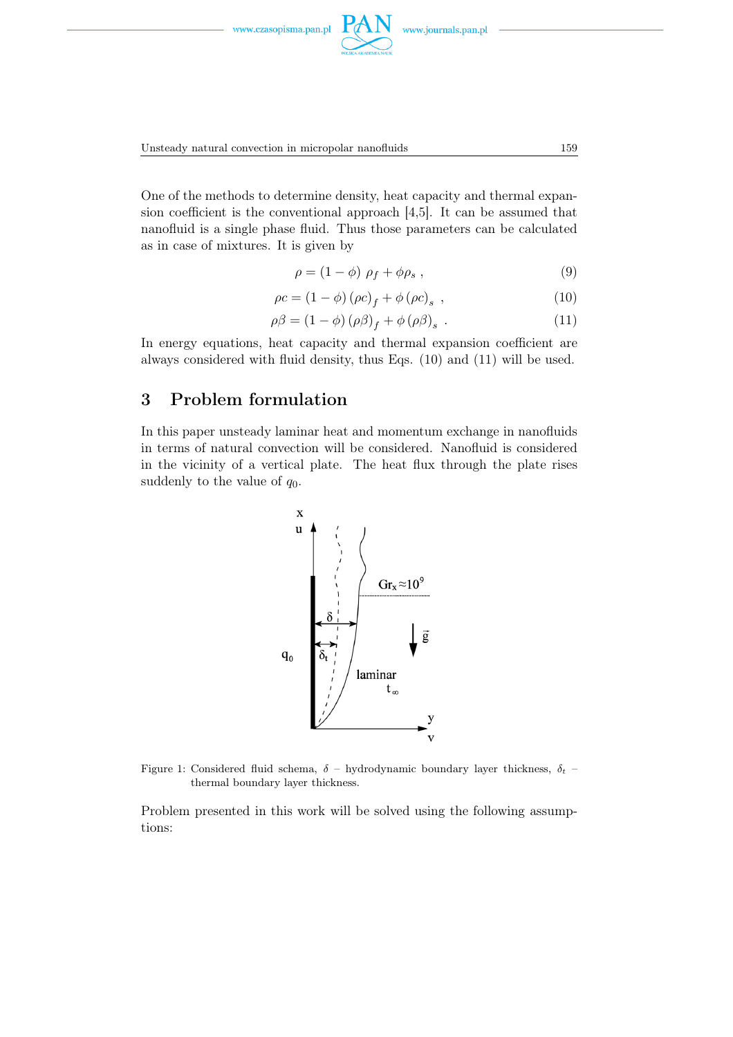One of the methods to determine density, heat capacity and thermal expansion coefficient is the conventional approach [4,5]. It can be assumed that nanofluid is a single phase fluid. Thus those parameters can be calculated as in case of mixtures. It is given by

$$\rho = (1-\phi)\ \rho_f + \phi\rho_s\ , \tag{9}$$

$$\rho c = (1-\phi)\left(\rho c\right)_f + \phi\left(\rho c\right)_s\ , \tag{10}$$

$$\rho\beta = (1-\phi)\left(\rho\beta\right)_f + \phi\left(\rho\beta\right)_s\ . \tag{11}$$

In energy equations, heat capacity and thermal expansion coefficient are always considered with fluid density, thus Eqs. (10) and (11) will be used.

## 3 Problem formulation

In this paper unsteady laminar heat and momentum exchange in nanofluids in terms of natural convection will be considered. Nanofluid is considered in the vicinity of a vertical plate. The heat flux through the plate rises suddenly to the value of $q_0$.

Figure 1: Considered fluid schema, $\delta$ – hydrodynamic boundary layer thickness, $\delta_t$ – thermal boundary layer thickness.

Problem presented in this work will be solved using the following assumptions: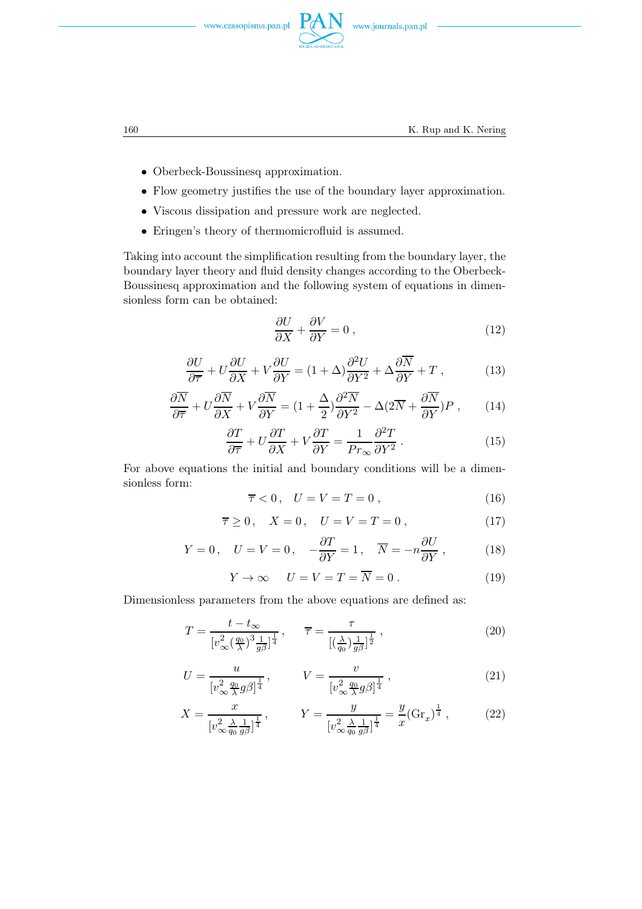- Oberbeck-Boussinesq approximation.
- Flow geometry justifies the use of the boundary layer approximation.
- Viscous dissipation and pressure work are neglected.
- Eringen's theory of thermomicrofluid is assumed.

Taking into account the simplification resulting from the boundary layer, the boundary layer theory and fluid density changes according to the Oberbeck-Boussinesq approximation and the following system of equations in dimensionless form can be obtained:

$$\frac{\partial U}{\partial X} + \frac{\partial V}{\partial Y} = 0 \,, \tag{12}$$

$$\frac{\partial U}{\partial \overline{\tau}} + U\frac{\partial U}{\partial X} + V\frac{\partial U}{\partial Y} = (1+\Delta)\frac{\partial^2 U}{\partial Y^2} + \Delta\frac{\partial \overline{N}}{\partial Y} + T \,, \tag{13}$$

$$\frac{\partial \overline{N}}{\partial \overline{\tau}} + U\frac{\partial \overline{N}}{\partial X} + V\frac{\partial \overline{N}}{\partial Y} = (1+\frac{\Delta}{2})\frac{\partial^2 \overline{N}}{\partial Y^2} - \Delta(2\overline{N} + \frac{\partial \overline{N}}{\partial Y})P \,, \tag{14}$$

$$\frac{\partial T}{\partial \overline{\tau}} + U\frac{\partial T}{\partial X} + V\frac{\partial T}{\partial Y} = \frac{1}{Pr_\infty}\frac{\partial^2 T}{\partial Y^2} \,. \tag{15}$$

For above equations the initial and boundary conditions will be a dimensionless form:

$$\overline{\tau} < 0 \,, \quad U = V = T = 0 \,, \tag{16}$$

$$\overline{\tau} \geq 0 \,, \quad X = 0 \,, \quad U = V = T = 0 \,, \tag{17}$$

$$Y = 0 \,, \quad U = V = 0 \,, \quad -\frac{\partial T}{\partial Y} = 1 \,, \quad \overline{N} = -n\frac{\partial U}{\partial Y} \,, \tag{18}$$

$$Y \to \infty \qquad U = V = T = \overline{N} = 0 \,. \tag{19}$$

Dimensionless parameters from the above equations are defined as:

$$T = \frac{t - t_\infty}{[v_\infty^2 (\frac{q_0}{\lambda})^3 \frac{1}{g\beta}]^{\frac{1}{4}}} \,, \qquad \overline{\tau} = \frac{\tau}{[(\frac{\lambda}{q_0})\frac{1}{g\beta}]^{\frac{1}{2}}} \,, \tag{20}$$

$$U = \frac{u}{[v_\infty^2 \frac{q_0}{\lambda} g\beta]^{\frac{1}{4}}} \,, \qquad V = \frac{v}{[v_\infty^2 \frac{q_0}{\lambda} g\beta]^{\frac{1}{4}}} \,, \tag{21}$$

$$X = \frac{x}{[v_\infty^2 \frac{\lambda}{q_0} \frac{1}{g\beta}]^{\frac{1}{4}}} \,, \qquad Y = \frac{y}{[v_\infty^2 \frac{\lambda}{q_0} \frac{1}{g\beta}]^{\frac{1}{4}}} = \frac{y}{x}(\mathrm{Gr}_x)^{\frac{1}{4}} \,, \tag{22}$$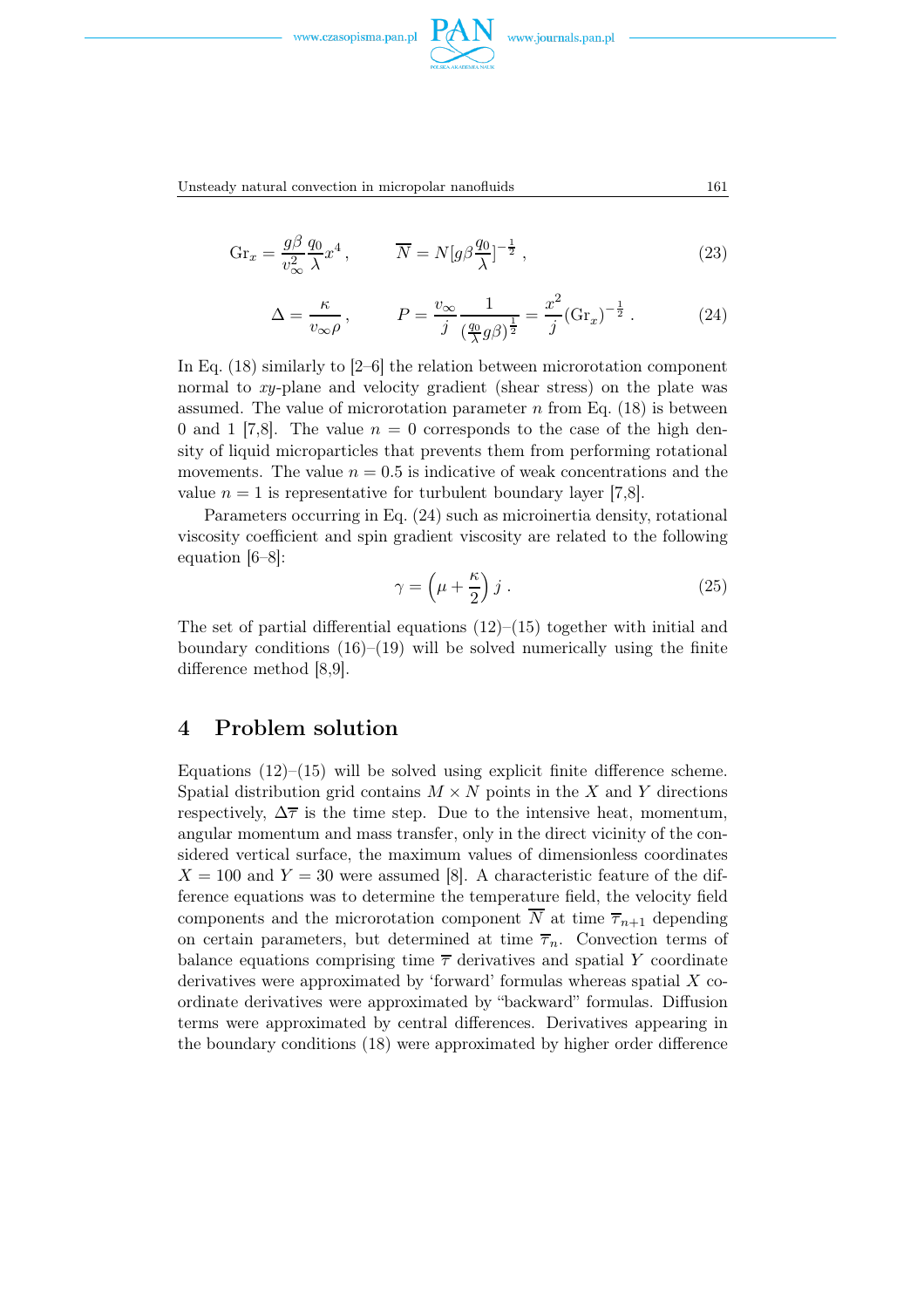$$\mathrm{Gr}_x = \frac{g\beta}{v_\infty^2}\frac{q_0}{\lambda}x^4\,, \qquad \overline{N} = N[g\beta\frac{q_0}{\lambda}]^{-\frac{1}{2}}\,, \tag{23}$$

$$\Delta = \frac{\kappa}{v_\infty \rho}\,, \qquad P = \frac{v_\infty}{j}\frac{1}{(\frac{q_0}{\lambda}g\beta)^{\frac{1}{2}}} = \frac{x^2}{j}(\mathrm{Gr}_x)^{-\frac{1}{2}}\,. \tag{24}$$

In Eq. (18) similarly to [2–6] the relation between microrotation component normal to $xy$-plane and velocity gradient (shear stress) on the plate was assumed. The value of microrotation parameter $n$ from Eq. (18) is between 0 and 1 [7,8]. The value $n = 0$ corresponds to the case of the high density of liquid microparticles that prevents them from performing rotational movements. The value $n = 0.5$ is indicative of weak concentrations and the value $n = 1$ is representative for turbulent boundary layer [7,8].

Parameters occurring in Eq. (24) such as microinertia density, rotational viscosity coefficient and spin gradient viscosity are related to the following equation [6–8]:

$$\gamma = \left(\mu + \frac{\kappa}{2}\right) j\,. \tag{25}$$

The set of partial differential equations (12)–(15) together with initial and boundary conditions (16)–(19) will be solved numerically using the finite difference method [8,9].

## 4 Problem solution

Equations (12)–(15) will be solved using explicit finite difference scheme. Spatial distribution grid contains $M \times N$ points in the $X$ and $Y$ directions respectively, $\Delta\overline{\tau}$ is the time step. Due to the intensive heat, momentum, angular momentum and mass transfer, only in the direct vicinity of the considered vertical surface, the maximum values of dimensionless coordinates $X = 100$ and $Y = 30$ were assumed [8]. A characteristic feature of the difference equations was to determine the temperature field, the velocity field components and the microrotation component $\overline{N}$ at time $\overline{\tau}_{n+1}$ depending on certain parameters, but determined at time $\overline{\tau}_n$. Convection terms of balance equations comprising time $\overline{\tau}$ derivatives and spatial $Y$ coordinate derivatives were approximated by 'forward' formulas whereas spatial $X$ coordinate derivatives were approximated by "backward" formulas. Diffusion terms were approximated by central differences. Derivatives appearing in the boundary conditions (18) were approximated by higher order difference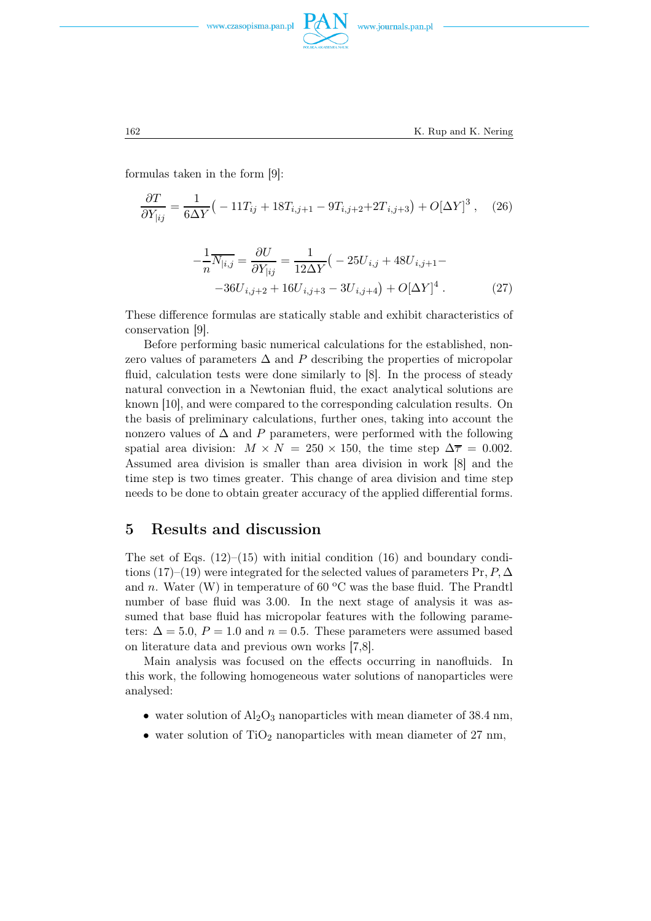formulas taken in the form [9]:

$$\frac{\partial T}{\partial Y_{|ij}} = \frac{1}{6\Delta Y}\big( -11T_{ij} + 18T_{i,j+1} - 9T_{i,j+2} + 2T_{i,j+3}\big) + O[\Delta Y]^3\,, \quad (26)$$

$$-\frac{1}{n}\overline{N_{|i,j}} = \frac{\partial U}{\partial Y_{|ij}} = \frac{1}{12\Delta Y}\big( -25U_{i,j} + 48U_{i,j+1} - \\ -36U_{i,j+2} + 16U_{i,j+3} - 3U_{i,j+4}\big) + O[\Delta Y]^4\,. \quad (27)$$

These difference formulas are statically stable and exhibit characteristics of conservation [9].

Before performing basic numerical calculations for the established, nonzero values of parameters $\Delta$ and $P$ describing the properties of micropolar fluid, calculation tests were done similarly to [8]. In the process of steady natural convection in a Newtonian fluid, the exact analytical solutions are known [10], and were compared to the corresponding calculation results. On the basis of preliminary calculations, further ones, taking into account the nonzero values of $\Delta$ and $P$ parameters, were performed with the following spatial area division: $M \times N = 250 \times 150$, the time step $\Delta\overline{\tau} = 0.002$. Assumed area division is smaller than area division in work [8] and the time step is two times greater. This change of area division and time step needs to be done to obtain greater accuracy of the applied differential forms.

## 5 Results and discussion

The set of Eqs. (12)–(15) with initial condition (16) and boundary conditions (17)–(19) were integrated for the selected values of parameters Pr, $P, \Delta$ and $n$. Water (W) in temperature of 60 $^{\mathrm{o}}$C was the base fluid. The Prandtl number of base fluid was 3.00. In the next stage of analysis it was assumed that base fluid has micropolar features with the following parameters: $\Delta = 5.0$, $P = 1.0$ and $n = 0.5$. These parameters were assumed based on literature data and previous own works [7,8].

Main analysis was focused on the effects occurring in nanofluids. In this work, the following homogeneous water solutions of nanoparticles were analysed:

- water solution of $Al_2O_3$ nanoparticles with mean diameter of 38.4 nm,
- water solution of $TiO_2$ nanoparticles with mean diameter of 27 nm,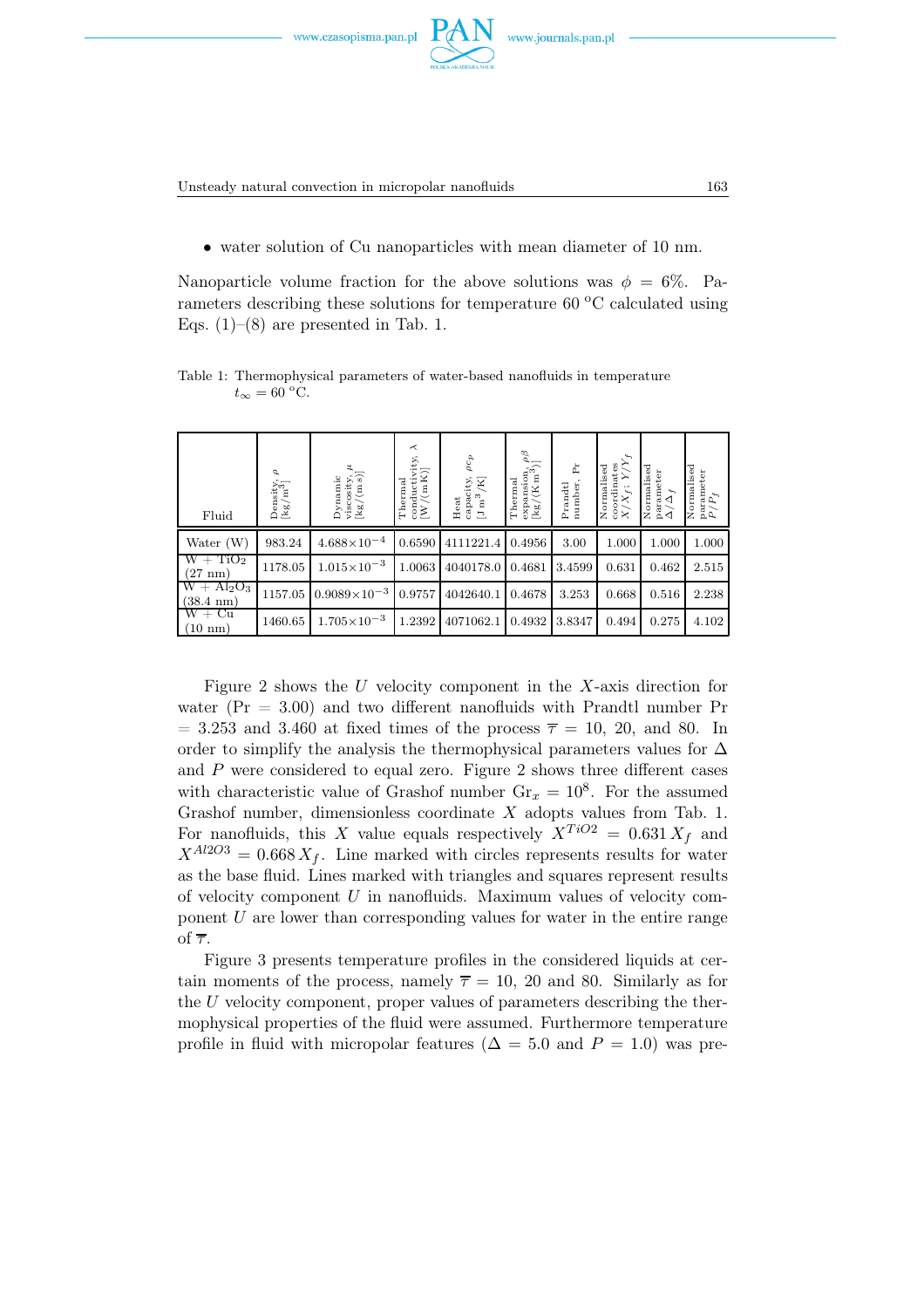- water solution of Cu nanoparticles with mean diameter of 10 nm.

Nanoparticle volume fraction for the above solutions was $\phi = 6\%$. Parameters describing these solutions for temperature 60 °C calculated using Eqs. (1)–(8) are presented in Tab. 1.

Table 1: Thermophysical parameters of water-based nanofluids in temperature $t_\infty = 60$ °C.

| Fluid | Density, $\rho$ [kg/m$^3$] | Dynamic viscosity, $\mu$ [kg/(m s)] | Thermal conductivity, $\lambda$ [W/(mK)] | Heat capacity, $\rho c_p$ [J m$^3$/K] | Thermal expansion, $\rho\beta$ [kg/(K m$^3$)] | Prandtl number, Pr | Normalised coordinates $X/X_f$; $Y/Y_f$ | Normalised parameter $\Delta/\Delta_f$ | Normalised parameter $P/P_f$ |
|---|---|---|---|---|---|---|---|---|---|
| Water (W) | 983.24 | $4.688\times10^{-4}$ | 0.6590 | 4111221.4 | 0.4956 | 3.00 | 1.000 | 1.000 | 1.000 |
| W + $TiO_2$ (27 nm) | 1178.05 | $1.015\times10^{-3}$ | 1.0063 | 4040178.0 | 0.4681 | 3.4599 | 0.631 | 0.462 | 2.515 |
| W + $Al_2O_3$ (38.4 nm) | 1157.05 | $0.9089\times10^{-3}$ | 0.9757 | 4042640.1 | 0.4678 | 3.253 | 0.668 | 0.516 | 2.238 |
| W + Cu (10 nm) | 1460.65 | $1.705\times10^{-3}$ | 1.2392 | 4071062.1 | 0.4932 | 3.8347 | 0.494 | 0.275 | 4.102 |

Figure 2 shows the $U$ velocity component in the $X$-axis direction for water (Pr = 3.00) and two different nanofluids with Prandtl number Pr = 3.253 and 3.460 at fixed times of the process $\overline{\tau} = 10$, 20, and 80. In order to simplify the analysis the thermophysical parameters values for $\Delta$ and $P$ were considered to equal zero. Figure 2 shows three different cases with characteristic value of Grashof number $\mathrm{Gr}_x = 10^8$. For the assumed Grashof number, dimensionless coordinate $X$ adopts values from Tab. 1. For nanofluids, this $X$ value equals respectively $X^{TiO2} = 0.631\,X_f$ and $X^{Al2O3} = 0.668\,X_f$. Line marked with circles represents results for water as the base fluid. Lines marked with triangles and squares represent results of velocity component $U$ in nanofluids. Maximum values of velocity component $U$ are lower than corresponding values for water in the entire range of $\overline{\tau}$.

Figure 3 presents temperature profiles in the considered liquids at certain moments of the process, namely $\overline{\tau} = 10$, 20 and 80. Similarly as for the $U$ velocity component, proper values of parameters describing the thermophysical properties of the fluid were assumed. Furthermore temperature profile in fluid with micropolar features ($\Delta = 5.0$ and $P = 1.0$) was pre-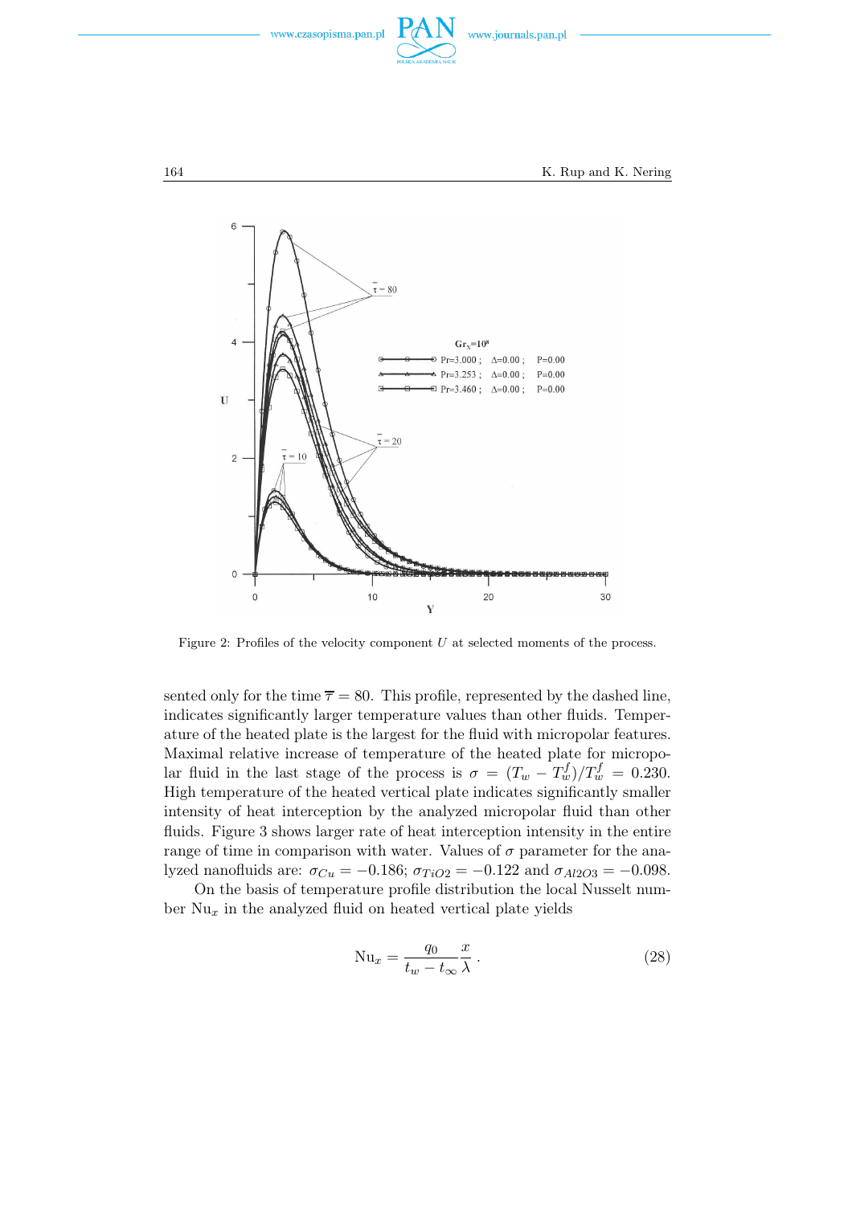Figure 2: Profiles of the velocity component $U$ at selected moments of the process.

sented only for the time $\overline{\tau} = 80$. This profile, represented by the dashed line, indicates significantly larger temperature values than other fluids. Temperature of the heated plate is the largest for the fluid with micropolar features. Maximal relative increase of temperature of the heated plate for micropolar fluid in the last stage of the process is $\sigma = (T_w - T_w^f)/T_w^f = 0.230$. High temperature of the heated vertical plate indicates significantly smaller intensity of heat interception by the analyzed micropolar fluid than other fluids. Figure 3 shows larger rate of heat interception intensity in the entire range of time in comparison with water. Values of $\sigma$ parameter for the analyzed nanofluids are: $\sigma_{Cu} = -0.186$; $\sigma_{TiO2} = -0.122$ and $\sigma_{Al2O3} = -0.098$.

On the basis of temperature profile distribution the local Nusselt number $\mathrm{Nu}_x$ in the analyzed fluid on heated vertical plate yields

$$\mathrm{Nu}_x = \frac{q_0}{t_w - t_\infty} \frac{x}{\lambda} \,. \tag{28}$$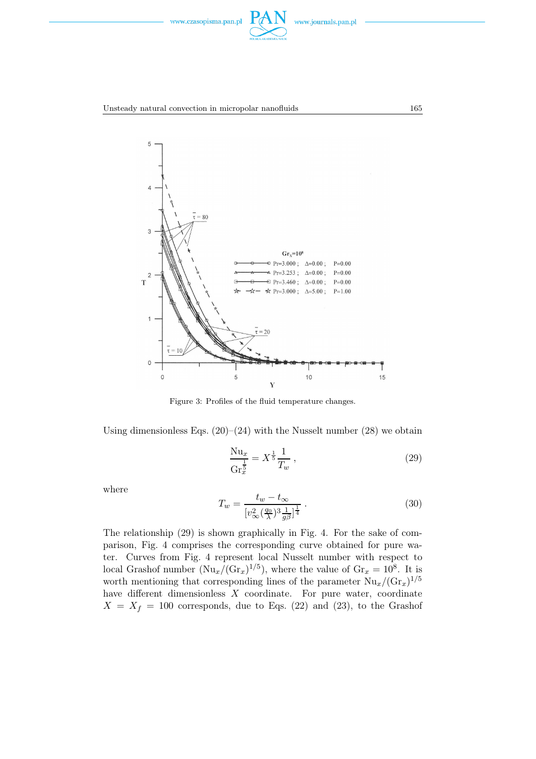Figure 3: Profiles of the fluid temperature changes.

Using dimensionless Eqs. (20)–(24) with the Nusselt number (28) we obtain

$$\frac{\mathrm{Nu}_x}{\mathrm{Gr}_x^{\frac{1}{5}}} = X^{\frac{1}{5}}\frac{1}{T_w}\,, \tag{29}$$

where

$$T_w = \frac{t_w - t_\infty}{\left[v_\infty^2 \left(\frac{q_0}{\lambda}\right)^3 \frac{1}{g\beta}\right]^{\frac{1}{4}}}\,. \tag{30}$$

The relationship (29) is shown graphically in Fig. 4. For the sake of comparison, Fig. 4 comprises the corresponding curve obtained for pure water. Curves from Fig. 4 represent local Nusselt number with respect to local Grashof number ($\mathrm{Nu}_x/(\mathrm{Gr}_x)^{1/5}$), where the value of $\mathrm{Gr}_x = 10^8$. It is worth mentioning that corresponding lines of the parameter $\mathrm{Nu}_x/(\mathrm{Gr}_x)^{1/5}$ have different dimensionless $X$ coordinate. For pure water, coordinate $X = X_f = 100$ corresponds, due to Eqs. (22) and (23), to the Grashof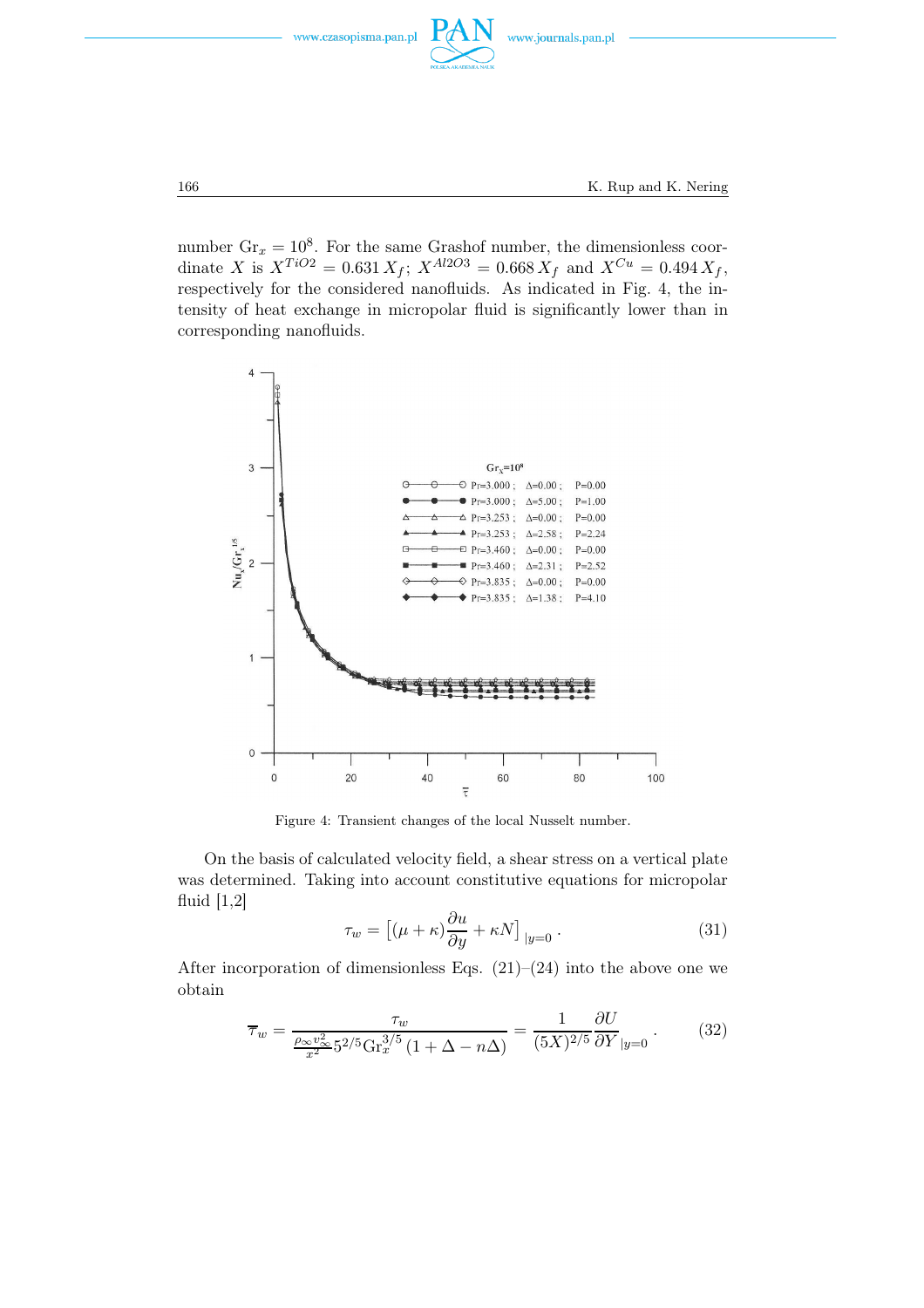number $Gr_x = 10^8$. For the same Grashof number, the dimensionless coordinate $X$ is $X^{TiO2} = 0.631\,X_f$; $X^{Al2O3} = 0.668\,X_f$ and $X^{Cu} = 0.494\,X_f$, respectively for the considered nanofluids. As indicated in Fig. 4, the intensity of heat exchange in micropolar fluid is significantly lower than in corresponding nanofluids.

Figure 4: Transient changes of the local Nusselt number.

On the basis of calculated velocity field, a shear stress on a vertical plate was determined. Taking into account constitutive equations for micropolar fluid [1,2]

$$\tau_w = \left[(\mu + \kappa)\frac{\partial u}{\partial y} + \kappa N\right]_{|y=0} . \tag{31}$$

After incorporation of dimensionless Eqs. (21)–(24) into the above one we obtain

$$\overline{\tau}_w = \frac{\tau_w}{\frac{\rho_\infty v_\infty^2}{x^2} 5^{2/5} \mathrm{Gr}_x^{3/5} (1 + \Delta - n\Delta)} = \frac{1}{(5X)^{2/5}} \frac{\partial U}{\partial Y}_{|y=0} . \tag{32}$$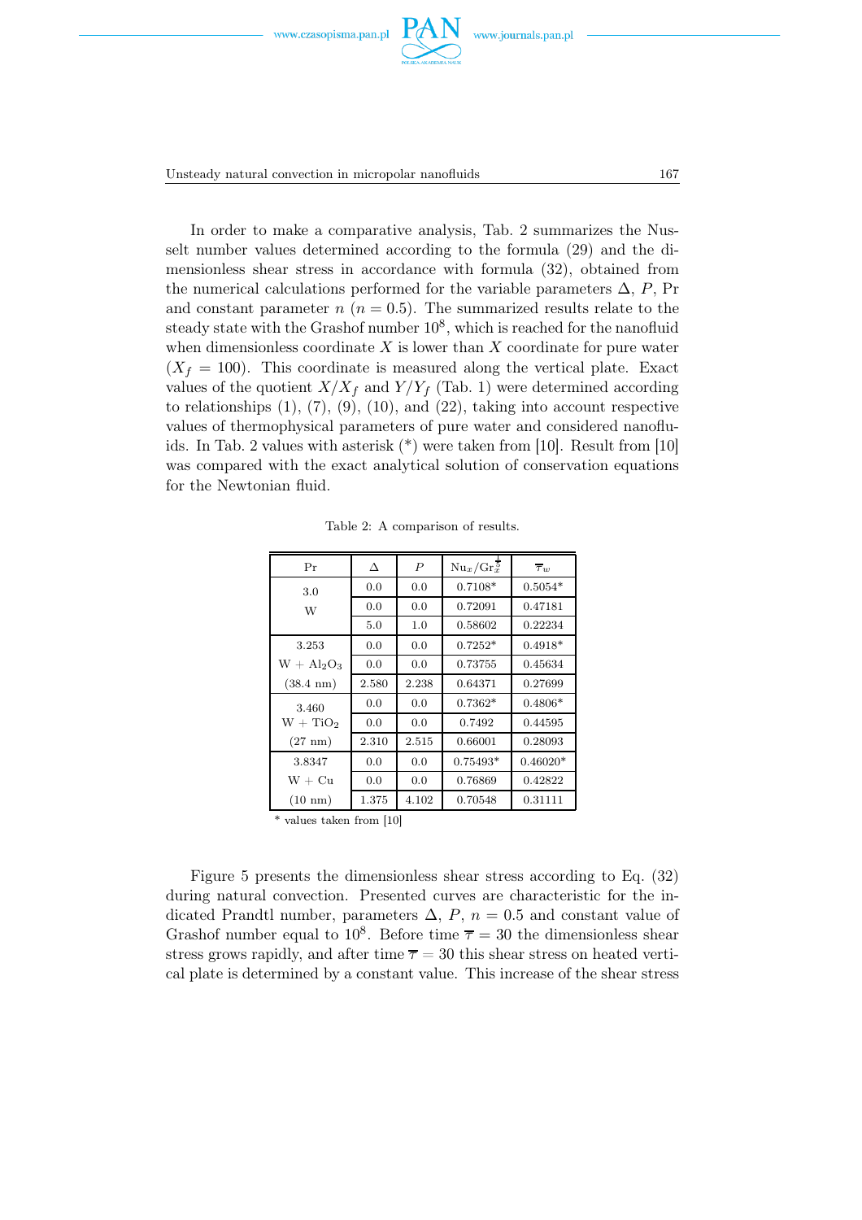In order to make a comparative analysis, Tab. 2 summarizes the Nusselt number values determined according to the formula (29) and the dimensionless shear stress in accordance with formula (32), obtained from the numerical calculations performed for the variable parameters $\Delta$, $P$, Pr and constant parameter $n$ ($n = 0.5$). The summarized results relate to the steady state with the Grashof number $10^8$, which is reached for the nanofluid when dimensionless coordinate $X$ is lower than $X$ coordinate for pure water ($X_f = 100$). This coordinate is measured along the vertical plate. Exact values of the quotient $X/X_f$ and $Y/Y_f$ (Tab. 1) were determined according to relationships (1), (7), (9), (10), and (22), taking into account respective values of thermophysical parameters of pure water and considered nanofluids. In Tab. 2 values with asterisk (*) were taken from [10]. Result from [10] was compared with the exact analytical solution of conservation equations for the Newtonian fluid.

Table 2: A comparison of results.

| Pr | $\Delta$ | $P$ | $\mathrm{Nu}_x/\mathrm{Gr}_x^{\frac{1}{5}}$ | $\overline{\tau}_w$ |
|---|---|---|---|---|
| 3.0 | 0.0 | 0.0 | 0.7108* | 0.5054* |
| W | 0.0 | 0.0 | 0.72091 | 0.47181 |
| | 5.0 | 1.0 | 0.58602 | 0.22234 |
| 3.253 | 0.0 | 0.0 | 0.7252* | 0.4918* |
| W + $Al_2O_3$ | 0.0 | 0.0 | 0.73755 | 0.45634 |
| (38.4 nm) | 2.580 | 2.238 | 0.64371 | 0.27699 |
| 3.460 | 0.0 | 0.0 | 0.7362* | 0.4806* |
| W + $TiO_2$ | 0.0 | 0.0 | 0.7492 | 0.44595 |
| (27 nm) | 2.310 | 2.515 | 0.66001 | 0.28093 |
| 3.8347 | 0.0 | 0.0 | 0.75493* | 0.46020* |
| W + Cu | 0.0 | 0.0 | 0.76869 | 0.42822 |
| (10 nm) | 1.375 | 4.102 | 0.70548 | 0.31111 |

* values taken from [10]

Figure 5 presents the dimensionless shear stress according to Eq. (32) during natural convection. Presented curves are characteristic for the indicated Prandtl number, parameters $\Delta$, $P$, $n = 0.5$ and constant value of Grashof number equal to $10^8$. Before time $\overline{\tau} = 30$ the dimensionless shear stress grows rapidly, and after time $\overline{\tau} = 30$ this shear stress on heated vertical plate is determined by a constant value. This increase of the shear stress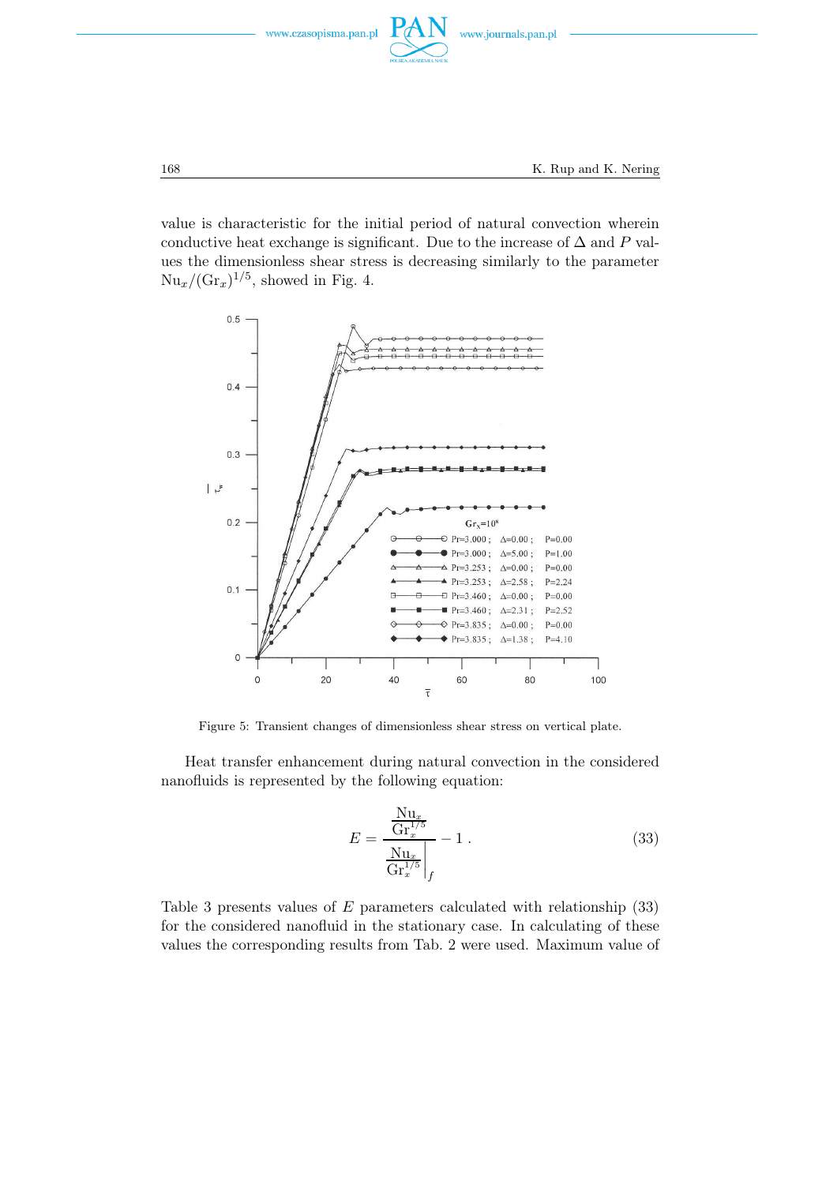value is characteristic for the initial period of natural convection wherein conductive heat exchange is significant. Due to the increase of $\Delta$ and $P$ values the dimensionless shear stress is decreasing similarly to the parameter $\mathrm{Nu}_x/(\mathrm{Gr}_x)^{1/5}$, showed in Fig. 4.

Figure 5: Transient changes of dimensionless shear stress on vertical plate.

Heat transfer enhancement during natural convection in the considered nanofluids is represented by the following equation:

$$E = \frac{\dfrac{\mathrm{Nu}_x}{\mathrm{Gr}_x^{1/5}}}{\left.\dfrac{\mathrm{Nu}_x}{\mathrm{Gr}_x^{1/5}}\right|_f} - 1\,. \tag{33}$$

Table 3 presents values of $E$ parameters calculated with relationship (33) for the considered nanofluid in the stationary case. In calculating of these values the corresponding results from Tab. 2 were used. Maximum value of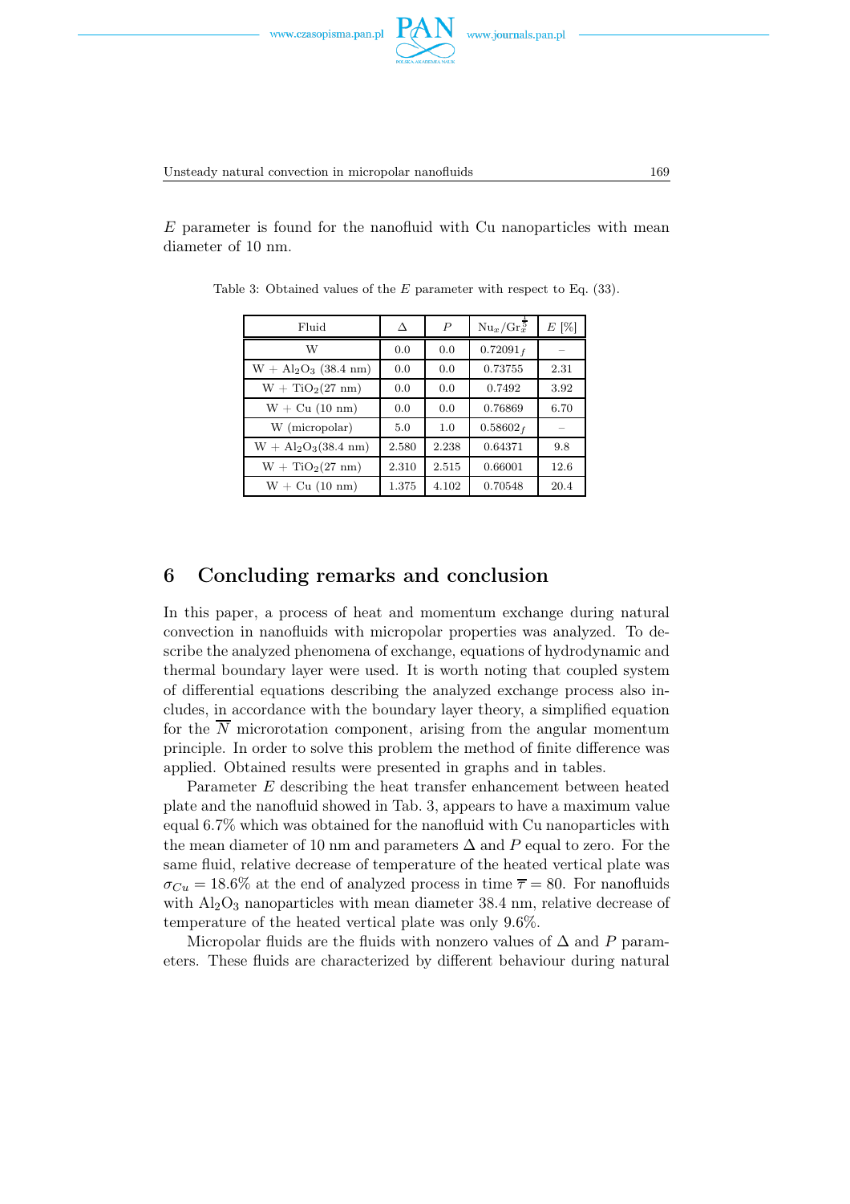$E$ parameter is found for the nanofluid with Cu nanoparticles with mean diameter of 10 nm.

Table 3: Obtained values of the $E$ parameter with respect to Eq. (33).

| Fluid | $\Delta$ | $P$ | $\mathrm{Nu}_x/\mathrm{Gr}_x^{\frac{1}{5}}$ | $E$ [%] |
|---|---|---|---|---|
| W | 0.0 | 0.0 | $0.72091_f$ | – |
| W + $Al_2O_3$ (38.4 nm) | 0.0 | 0.0 | 0.73755 | 2.31 |
| W + $TiO_2$(27 nm) | 0.0 | 0.0 | 0.7492 | 3.92 |
| W + Cu (10 nm) | 0.0 | 0.0 | 0.76869 | 6.70 |
| W (micropolar) | 5.0 | 1.0 | $0.58602_f$ | – |
| W + $Al_2O_3$(38.4 nm) | 2.580 | 2.238 | 0.64371 | 9.8 |
| W + $TiO_2$(27 nm) | 2.310 | 2.515 | 0.66001 | 12.6 |
| W + Cu (10 nm) | 1.375 | 4.102 | 0.70548 | 20.4 |

## 6 Concluding remarks and conclusion

In this paper, a process of heat and momentum exchange during natural convection in nanofluids with micropolar properties was analyzed. To describe the analyzed phenomena of exchange, equations of hydrodynamic and thermal boundary layer were used. It is worth noting that coupled system of differential equations describing the analyzed exchange process also includes, in accordance with the boundary layer theory, a simplified equation for the $\overline{N}$ microrotation component, arising from the angular momentum principle. In order to solve this problem the method of finite difference was applied. Obtained results were presented in graphs and in tables.

Parameter $E$ describing the heat transfer enhancement between heated plate and the nanofluid showed in Tab. 3, appears to have a maximum value equal 6.7% which was obtained for the nanofluid with Cu nanoparticles with the mean diameter of 10 nm and parameters $\Delta$ and $P$ equal to zero. For the same fluid, relative decrease of temperature of the heated vertical plate was $\sigma_{Cu} = 18.6\%$ at the end of analyzed process in time $\overline{\tau} = 80$. For nanofluids with $Al_2O_3$ nanoparticles with mean diameter 38.4 nm, relative decrease of temperature of the heated vertical plate was only 9.6%.

Micropolar fluids are the fluids with nonzero values of $\Delta$ and $P$ parameters. These fluids are characterized by different behaviour during natural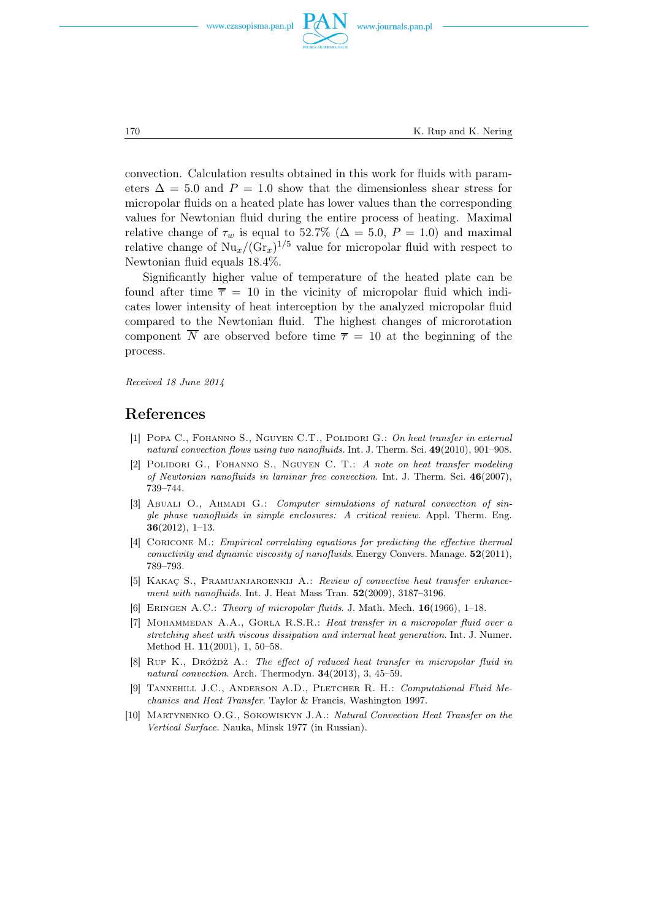convection. Calculation results obtained in this work for fluids with parameters $\Delta = 5.0$ and $P = 1.0$ show that the dimensionless shear stress for micropolar fluids on a heated plate has lower values than the corresponding values for Newtonian fluid during the entire process of heating. Maximal relative change of $\tau_w$ is equal to 52.7% ($\Delta = 5.0$, $P = 1.0$) and maximal relative change of $\mathrm{Nu}_x/(\mathrm{Gr}_x)^{1/5}$ value for micropolar fluid with respect to Newtonian fluid equals 18.4%.

Significantly higher value of temperature of the heated plate can be found after time $\overline{\tau} = 10$ in the vicinity of micropolar fluid which indicates lower intensity of heat interception by the analyzed micropolar fluid compared to the Newtonian fluid. The highest changes of microrotation component $\overline{N}$ are observed before time $\overline{\tau} = 10$ at the beginning of the process.

*Received 18 June 2014*

## References

[1] Popa C., Fohanno S., Nguyen C.T., Polidori G.: *On heat transfer in external natural convection flows using two nanofluids*. Int. J. Therm. Sci. **49**(2010), 901–908.

[2] Polidori G., Fohanno S., Nguyen C. T.: *A note on heat transfer modeling of Newtonian nanofluids in laminar free convection*. Int. J. Therm. Sci. **46**(2007), 739–744.

[3] Abuali O., Ahmadi G.: *Computer simulations of natural convection of single phase nanofluids in simple enclosures: A critical review*. Appl. Therm. Eng. **36**(2012), 1–13.

[4] Coricone M.: *Empirical correlating equations for predicting the effective thermal conuctivity and dynamic viscosity of nanofluids*. Energy Convers. Manage. **52**(2011), 789–793.

[5] Kakaç S., Pramuanjaroenkij A.: *Review of convective heat transfer enhancement with nanofluids*. Int. J. Heat Mass Tran. **52**(2009), 3187–3196.

[6] Eringen A.C.: *Theory of micropolar fluids*. J. Math. Mech. **16**(1966), 1–18.

[7] Mohammedan A.A., Gorla R.S.R.: *Heat transfer in a micropolar fluid over a stretching sheet with viscous dissipation and internal heat generation*. Int. J. Numer. Method H. **11**(2001), 1, 50–58.

[8] Rup K., Dróżdż A.: *The effect of reduced heat transfer in micropolar fluid in natural convection*. Arch. Thermodyn. **34**(2013), 3, 45–59.

[9] Tannehill J.C., Anderson A.D., Pletcher R. H.: *Computational Fluid Mechanics and Heat Transfer*. Taylor & Francis, Washington 1997.

[10] Martynenko O.G., Sokowiskyn J.A.: *Natural Convection Heat Transfer on the Vertical Surface.* Nauka, Minsk 1977 (in Russian).